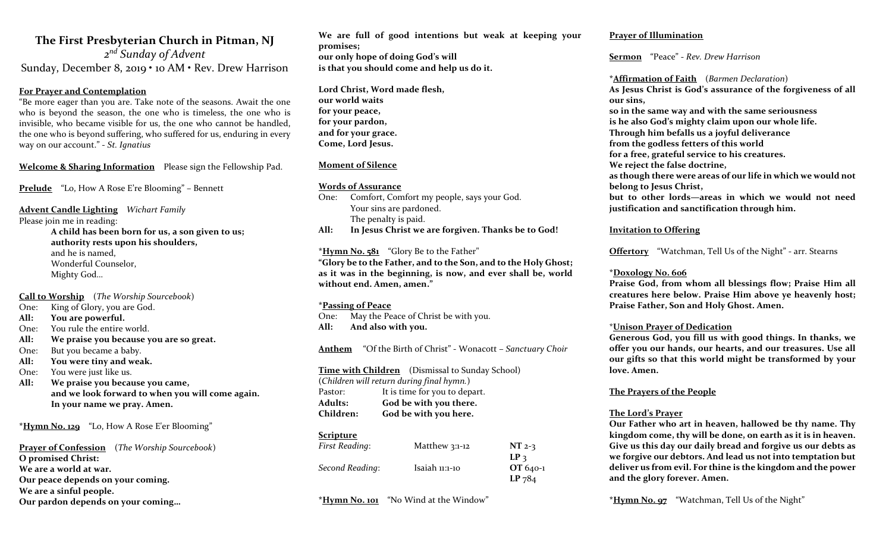# The First Presbyterian Church in Pitman, NJ

*2nd Sunday of Advent*

Sunday, December 8, 2019 • 10 AM • Rev. Drew Harrison

**For Prayer and Contemplation**

"Be more eager than you are. Take note of the seasons. Await the one who is beyond the season, the one who is timeless, the one who is invisible, who became visible for us, the one who cannot be handled, the one who is beyond suffering, who suffered for us, enduring in every way on our account." - *St. Ignatius*

**Welcome & Sharing Information** Please sign the Fellowship Pad.

**Prelude** "Lo, How A Rose E're Blooming" – Bennett

**Advent Candle Lighting** *Wichart Family*

Please join me in reading:

**A child has been born for us, a son given to us;**
**authority rests upon his shoulders,**
and he is named,
Wonderful Counselor,
Mighty God...

**Call to Worship** (*The Worship Sourcebook*)

One: King of Glory, you are God.
**All: You are powerful.**
One: You rule the entire world.
**All: We praise you because you are so great.**
One: But you became a baby.
**All: You were tiny and weak.**
One: You were just like us.
**All: We praise you because you came, and we look forward to when you will come again. In your name we pray. Amen.**

\***Hymn No. 129** "Lo, How A Rose E'er Blooming"

**Prayer of Confession** (*The Worship Sourcebook*)

**O promised Christ:**
**We are a world at war.**
**Our peace depends on your coming.**
**We are a sinful people.**
**Our pardon depends on your coming...**
**We are full of good intentions but weak at keeping your promises;**
**our only hope of doing God's will**
**is that you should come and help us do it.**

**Lord Christ, Word made flesh,**
**our world waits**
**for your peace,**
**for your pardon,**
**and for your grace.**
**Come, Lord Jesus.**

**Moment of Silence**

**Words of Assurance**

One: Comfort, Comfort my people, says your God.
Your sins are pardoned.
The penalty is paid.
**All: In Jesus Christ we are forgiven. Thanks be to God!**

\***Hymn No. 581** "Glory Be to the Father"

**"Glory be to the Father, and to the Son, and to the Holy Ghost; as it was in the beginning, is now, and ever shall be, world without end. Amen, amen."**

\***Passing of Peace**

One: May the Peace of Christ be with you.
**All: And also with you.**

**Anthem** "Of the Birth of Christ" - Wonacott – *Sanctuary Choir*

**Time with Children** (Dismissal to Sunday School)

(*Children will return during final hymn.*)

Pastor: It is time for you to depart.
**Adults: God be with you there.**
**Children: God be with you here.**

**Scripture**

| | | |
|---|---|---|
| *First Reading*: | Matthew 3:1-12 | **NT** 2-3 **LP** 3 |
| *Second Reading*: | Isaiah 11:1-10 | **OT** 640-1 **LP** 784 |

\***Hymn No. 101** "No Wind at the Window"

**Prayer of Illumination**

**Sermon** "Peace" - *Rev. Drew Harrison*

\***Affirmation of Faith** (*Barmen Declaration*)

**As Jesus Christ is God's assurance of the forgiveness of all our sins,**
**so in the same way and with the same seriousness**
**is he also God's mighty claim upon our whole life.**
**Through him befalls us a joyful deliverance**
**from the godless fetters of this world**
**for a free, grateful service to his creatures.**
**We reject the false doctrine,**
**as though there were areas of our life in which we would not belong to Jesus Christ,**
**but to other lords—areas in which we would not need justification and sanctification through him.**

**Invitation to Offering**

**Offertory** "Watchman, Tell Us of the Night" - arr. Stearns

\***Doxology No. 606**

**Praise God, from whom all blessings flow; Praise Him all creatures here below. Praise Him above ye heavenly host; Praise Father, Son and Holy Ghost. Amen.**

\***Unison Prayer of Dedication**

**Generous God, you fill us with good things. In thanks, we offer you our hands, our hearts, and our treasures. Use all our gifts so that this world might be transformed by your love. Amen.**

**The Prayers of the People**

**The Lord's Prayer**

**Our Father who art in heaven, hallowed be thy name. Thy kingdom come, thy will be done, on earth as it is in heaven. Give us this day our daily bread and forgive us our debts as we forgive our debtors. And lead us not into temptation but deliver us from evil. For thine is the kingdom and the power and the glory forever. Amen.**

\***Hymn No. 97** "Watchman, Tell Us of the Night"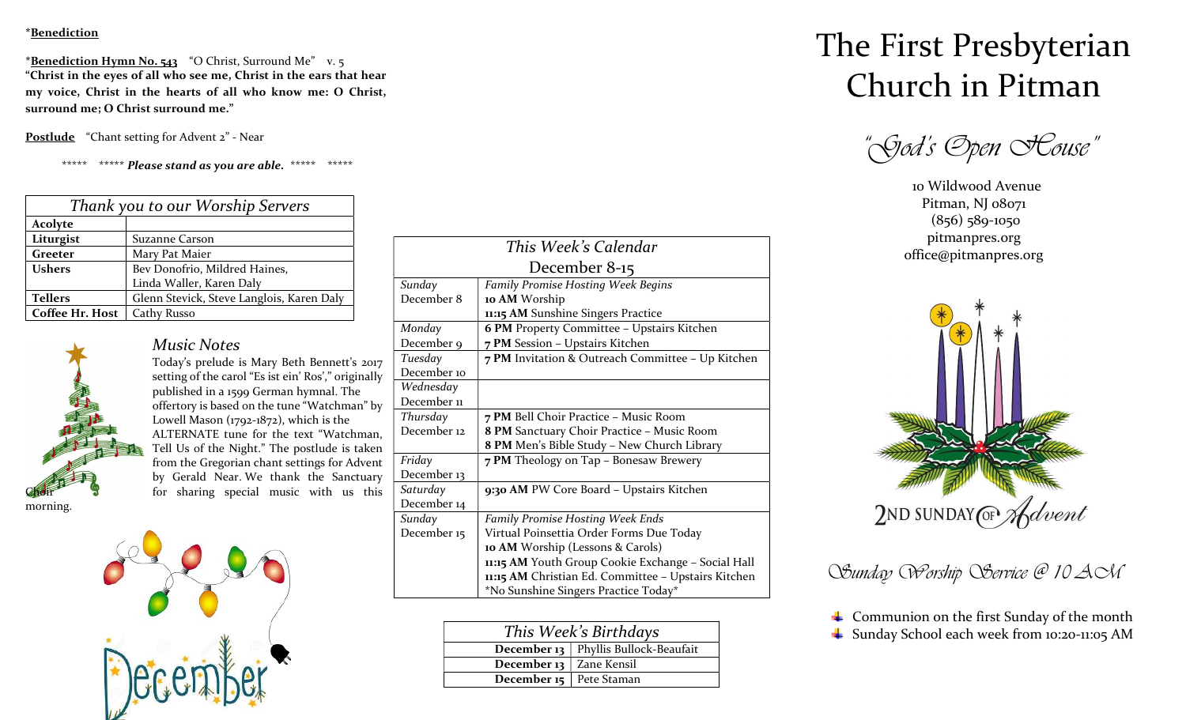***Benediction**

***Benediction Hymn No. 543** "O Christ, Surround Me" v. 5
**"Christ in the eyes of all who see me, Christ in the ears that hear my voice, Christ in the hearts of all who know me: O Christ, surround me; O Christ surround me."**

**Postlude** "Chant setting for Advent 2" - Near

***** ***** ***Please stand as you are able.*** ***** *****

| *Thank you to our Worship Servers* | |
|---|---|
| **Acolyte** | |
| **Liturgist** | Suzanne Carson |
| **Greeter** | Mary Pat Maier |
| **Ushers** | Bev Donofrio, Mildred Haines, Linda Waller, Karen Daly |
| **Tellers** | Glenn Stevick, Steve Langlois, Karen Daly |
| **Coffee Hr. Host** | Cathy Russo |

## *Music Notes*

Today's prelude is Mary Beth Bennett's 2017 setting of the carol "Es ist ein' Ros'," originally published in a 1599 German hymnal. The offertory is based on the tune "Watchman" by Lowell Mason (1792-1872), which is the ALTERNATE tune for the text "Watchman, Tell Us of the Night." The postlude is taken from the Gregorian chant settings for Advent by Gerald Near. We thank the Sanctuary Choir for sharing special music with us this morning.

| *This Week's Calendar* December 8-15 | |
|---|---|
| *Sunday* December 8 | *Family Promise Hosting Week Begins*<br>**10 AM** Worship<br>**11:15 AM** Sunshine Singers Practice |
| *Monday* December 9 | **6 PM** Property Committee – Upstairs Kitchen<br>**7 PM** Session – Upstairs Kitchen |
| *Tuesday* December 10 | **7 PM** Invitation & Outreach Committee – Up Kitchen |
| *Wednesday* December 11 | |
| *Thursday* December 12 | **7 PM** Bell Choir Practice – Music Room<br>**8 PM** Sanctuary Choir Practice – Music Room<br>**8 PM** Men's Bible Study – New Church Library |
| *Friday* December 13 | **7 PM** Theology on Tap – Bonesaw Brewery |
| *Saturday* December 14 | **9:30 AM** PW Core Board – Upstairs Kitchen |
| *Sunday* December 15 | *Family Promise Hosting Week Ends*<br>Virtual Poinsettia Order Forms Due Today<br>**10 AM** Worship (Lessons & Carols)<br>**11:15 AM** Youth Group Cookie Exchange – Social Hall<br>**11:15 AM** Christian Ed. Committee – Upstairs Kitchen<br>*No Sunshine Singers Practice Today* |

| *This Week's Birthdays* | |
|---|---|
| **December 13** | Phyllis Bullock-Beaufait |
| **December 13** | Zane Kensil |
| **December 15** | Pete Staman |

# The First Presbyterian Church in Pitman

*"God's Open House"*

10 Wildwood Avenue
Pitman, NJ 08071
(856) 589-1050
pitmanpres.org
office@pitmanpres.org

2ND SUNDAY OF *Advent*

*Sunday Worship Service @ 10 AM*

- Communion on the first Sunday of the month
- Sunday School each week from 10:20-11:05 AM